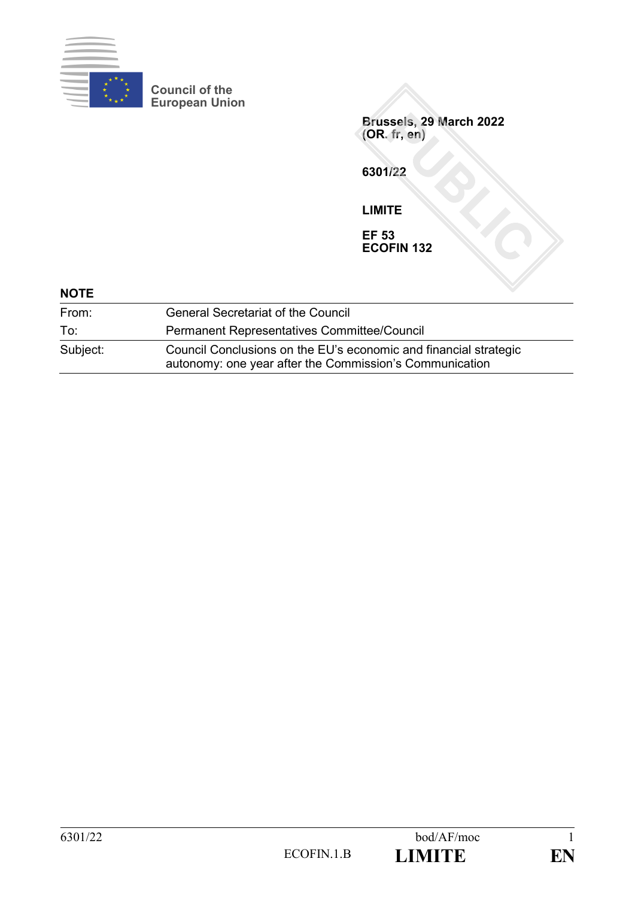Council of the European Union

**Brussels, 29 March 2022**
**(OR. fr, en)**

**6301/22**

**LIMITE**

**EF 53**
**ECOFIN 132**

**NOTE**

| | |
|---|---|
| From: | General Secretariat of the Council |
| To: | Permanent Representatives Committee/Council |
| Subject: | Council Conclusions on the EU's economic and financial strategic autonomy: one year after the Commission's Communication |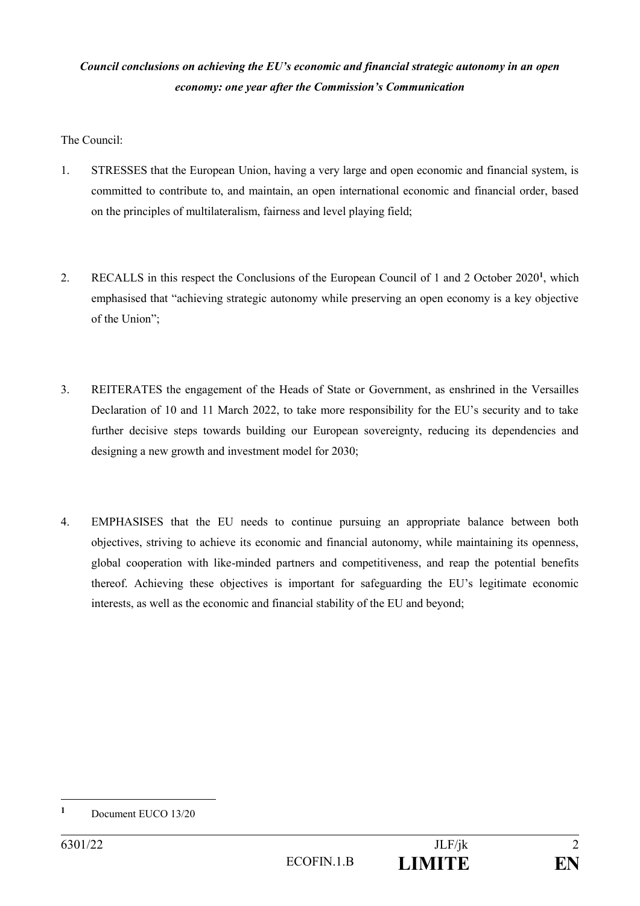***Council conclusions on achieving the EU's economic and financial strategic autonomy in an open economy: one year after the Commission's Communication***

The Council:

1. STRESSES that the European Union, having a very large and open economic and financial system, is committed to contribute to, and maintain, an open international economic and financial order, based on the principles of multilateralism, fairness and level playing field;

2. RECALLS in this respect the Conclusions of the European Council of 1 and 2 October 2020[1], which emphasised that "achieving strategic autonomy while preserving an open economy is a key objective of the Union";

3. REITERATES the engagement of the Heads of State or Government, as enshrined in the Versailles Declaration of 10 and 11 March 2022, to take more responsibility for the EU's security and to take further decisive steps towards building our European sovereignty, reducing its dependencies and designing a new growth and investment model for 2030;

4. EMPHASISES that the EU needs to continue pursuing an appropriate balance between both objectives, striving to achieve its economic and financial autonomy, while maintaining its openness, global cooperation with like-minded partners and competitiveness, and reap the potential benefits thereof. Achieving these objectives is important for safeguarding the EU's legitimate economic interests, as well as the economic and financial stability of the EU and beyond;

---

[1] Document EUCO 13/20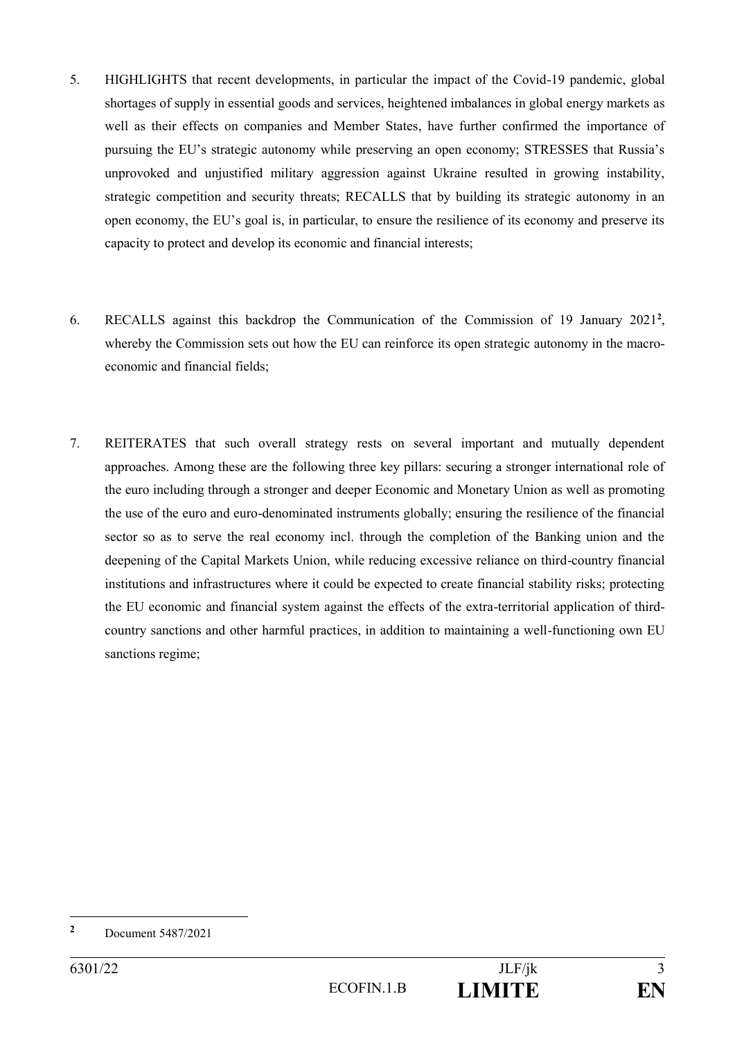5. HIGHLIGHTS that recent developments, in particular the impact of the Covid-19 pandemic, global shortages of supply in essential goods and services, heightened imbalances in global energy markets as well as their effects on companies and Member States, have further confirmed the importance of pursuing the EU's strategic autonomy while preserving an open economy; STRESSES that Russia's unprovoked and unjustified military aggression against Ukraine resulted in growing instability, strategic competition and security threats; RECALLS that by building its strategic autonomy in an open economy, the EU's goal is, in particular, to ensure the resilience of its economy and preserve its capacity to protect and develop its economic and financial interests;

6. RECALLS against this backdrop the Communication of the Commission of 19 January 2021[2], whereby the Commission sets out how the EU can reinforce its open strategic autonomy in the macro-economic and financial fields;

7. REITERATES that such overall strategy rests on several important and mutually dependent approaches. Among these are the following three key pillars: securing a stronger international role of the euro including through a stronger and deeper Economic and Monetary Union as well as promoting the use of the euro and euro-denominated instruments globally; ensuring the resilience of the financial sector so as to serve the real economy incl. through the completion of the Banking union and the deepening of the Capital Markets Union, while reducing excessive reliance on third-country financial institutions and infrastructures where it could be expected to create financial stability risks; protecting the EU economic and financial system against the effects of the extra-territorial application of third-country sanctions and other harmful practices, in addition to maintaining a well-functioning own EU sanctions regime;

---

[2] Document 5487/2021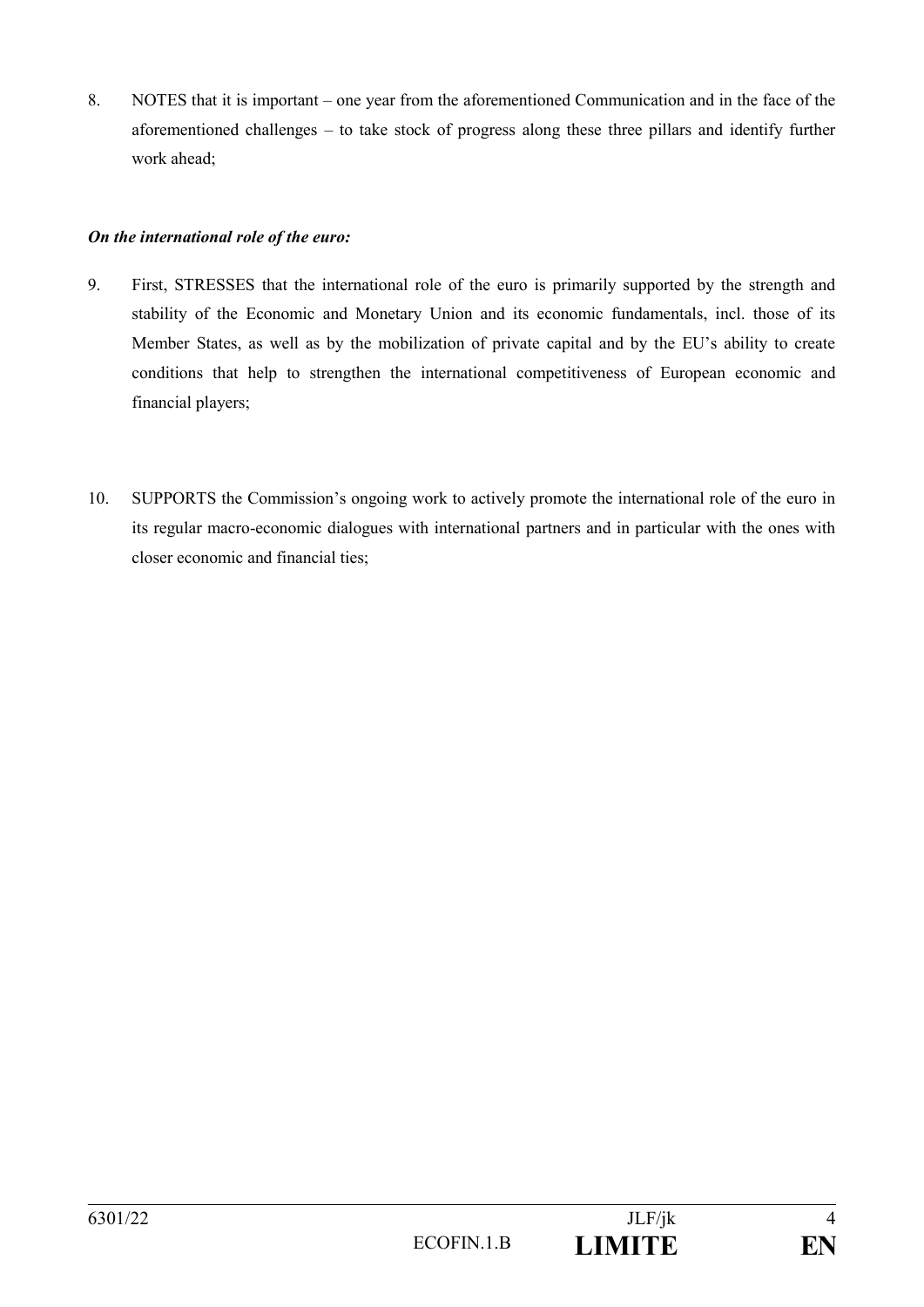8. NOTES that it is important – one year from the aforementioned Communication and in the face of the aforementioned challenges – to take stock of progress along these three pillars and identify further work ahead;

***On the international role of the euro:***

9. First, STRESSES that the international role of the euro is primarily supported by the strength and stability of the Economic and Monetary Union and its economic fundamentals, incl. those of its Member States, as well as by the mobilization of private capital and by the EU's ability to create conditions that help to strengthen the international competitiveness of European economic and financial players;

10. SUPPORTS the Commission's ongoing work to actively promote the international role of the euro in its regular macro-economic dialogues with international partners and in particular with the ones with closer economic and financial ties;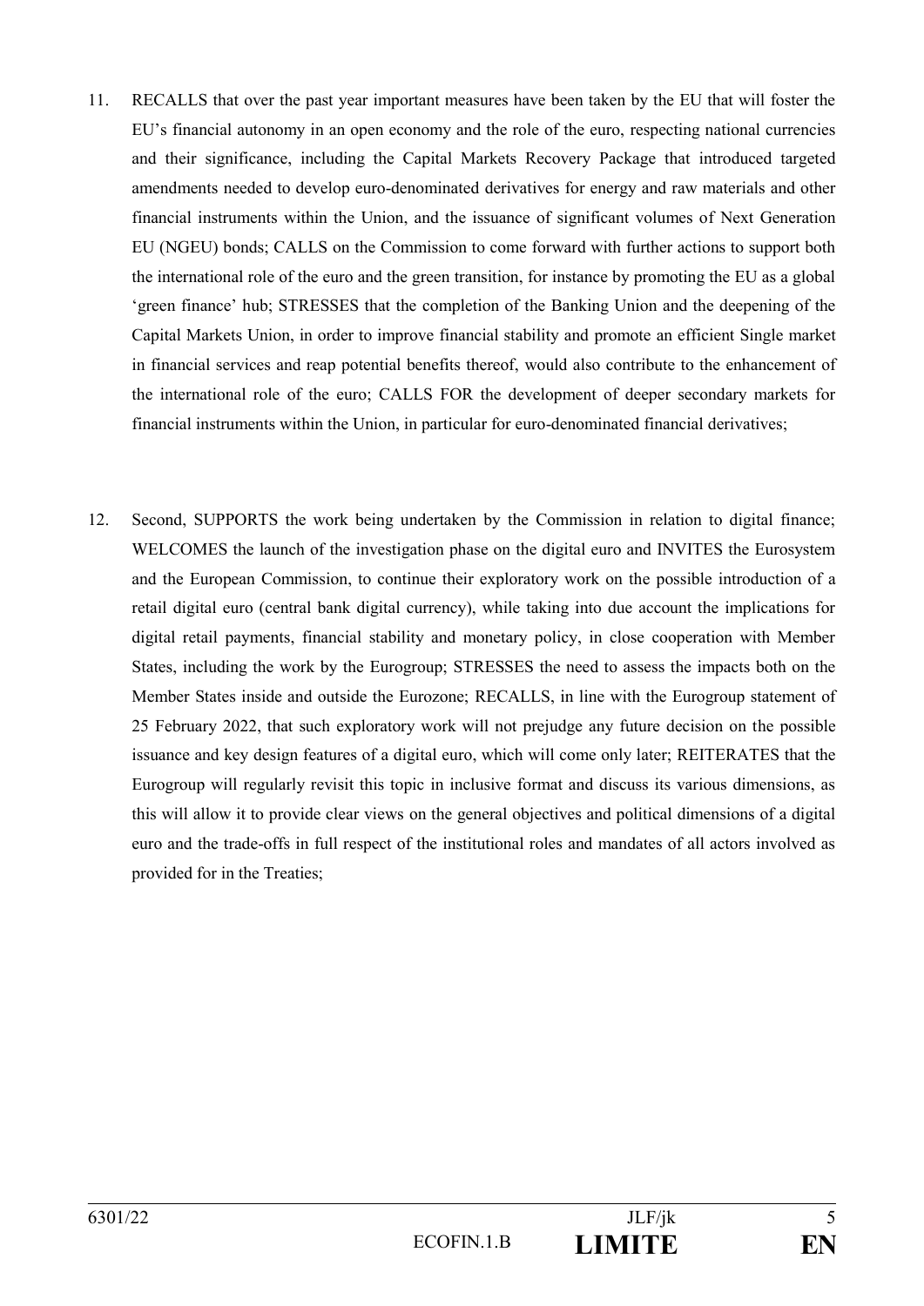11. RECALLS that over the past year important measures have been taken by the EU that will foster the EU's financial autonomy in an open economy and the role of the euro, respecting national currencies and their significance, including the Capital Markets Recovery Package that introduced targeted amendments needed to develop euro-denominated derivatives for energy and raw materials and other financial instruments within the Union, and the issuance of significant volumes of Next Generation EU (NGEU) bonds; CALLS on the Commission to come forward with further actions to support both the international role of the euro and the green transition, for instance by promoting the EU as a global 'green finance' hub; STRESSES that the completion of the Banking Union and the deepening of the Capital Markets Union, in order to improve financial stability and promote an efficient Single market in financial services and reap potential benefits thereof, would also contribute to the enhancement of the international role of the euro; CALLS FOR the development of deeper secondary markets for financial instruments within the Union, in particular for euro-denominated financial derivatives;

12. Second, SUPPORTS the work being undertaken by the Commission in relation to digital finance; WELCOMES the launch of the investigation phase on the digital euro and INVITES the Eurosystem and the European Commission, to continue their exploratory work on the possible introduction of a retail digital euro (central bank digital currency), while taking into due account the implications for digital retail payments, financial stability and monetary policy, in close cooperation with Member States, including the work by the Eurogroup; STRESSES the need to assess the impacts both on the Member States inside and outside the Eurozone; RECALLS, in line with the Eurogroup statement of 25 February 2022, that such exploratory work will not prejudge any future decision on the possible issuance and key design features of a digital euro, which will come only later; REITERATES that the Eurogroup will regularly revisit this topic in inclusive format and discuss its various dimensions, as this will allow it to provide clear views on the general objectives and political dimensions of a digital euro and the trade-offs in full respect of the institutional roles and mandates of all actors involved as provided for in the Treaties;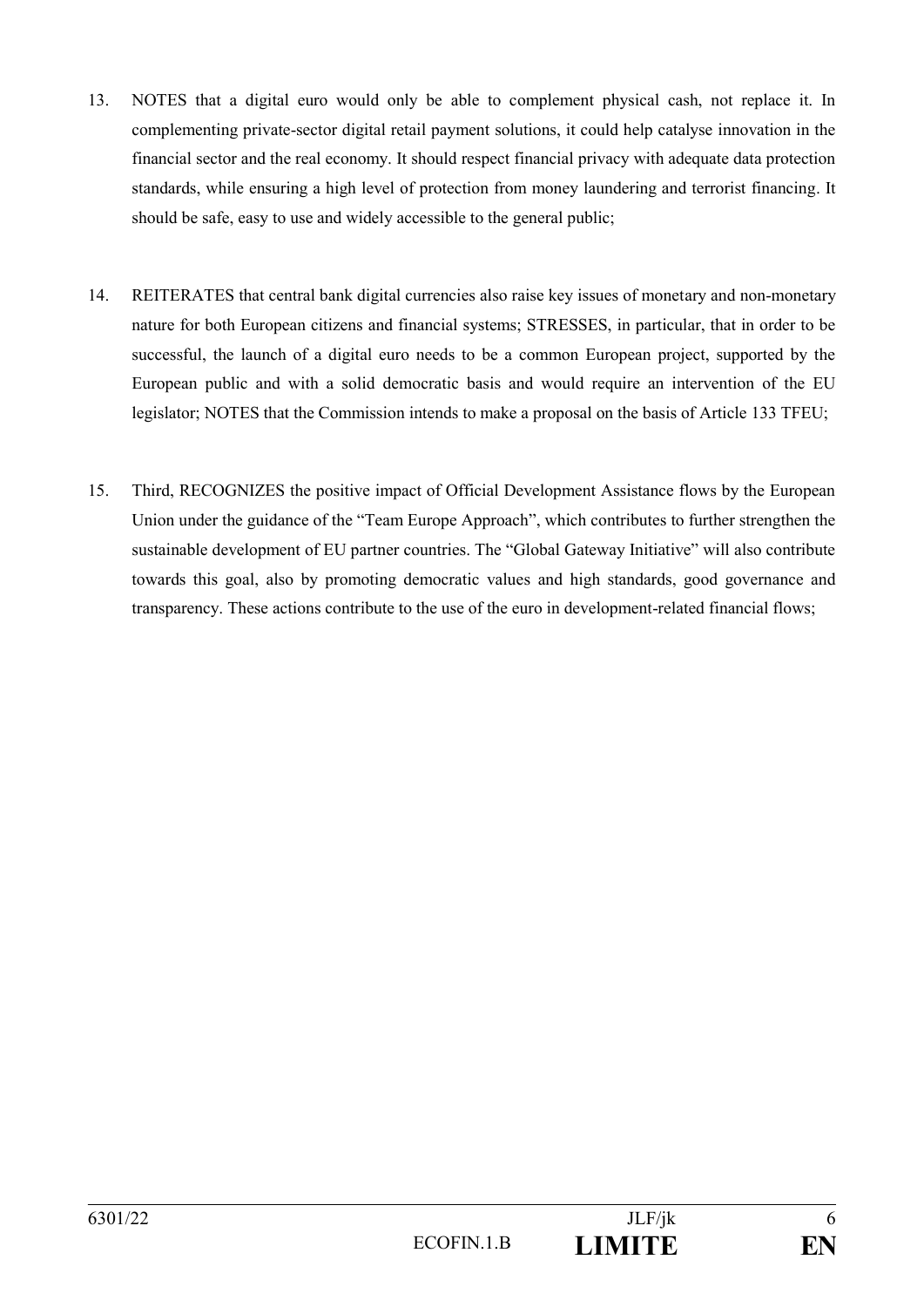13. NOTES that a digital euro would only be able to complement physical cash, not replace it. In complementing private-sector digital retail payment solutions, it could help catalyse innovation in the financial sector and the real economy. It should respect financial privacy with adequate data protection standards, while ensuring a high level of protection from money laundering and terrorist financing. It should be safe, easy to use and widely accessible to the general public;

14. REITERATES that central bank digital currencies also raise key issues of monetary and non-monetary nature for both European citizens and financial systems; STRESSES, in particular, that in order to be successful, the launch of a digital euro needs to be a common European project, supported by the European public and with a solid democratic basis and would require an intervention of the EU legislator; NOTES that the Commission intends to make a proposal on the basis of Article 133 TFEU;

15. Third, RECOGNIZES the positive impact of Official Development Assistance flows by the European Union under the guidance of the "Team Europe Approach", which contributes to further strengthen the sustainable development of EU partner countries. The "Global Gateway Initiative" will also contribute towards this goal, also by promoting democratic values and high standards, good governance and transparency. These actions contribute to the use of the euro in development-related financial flows;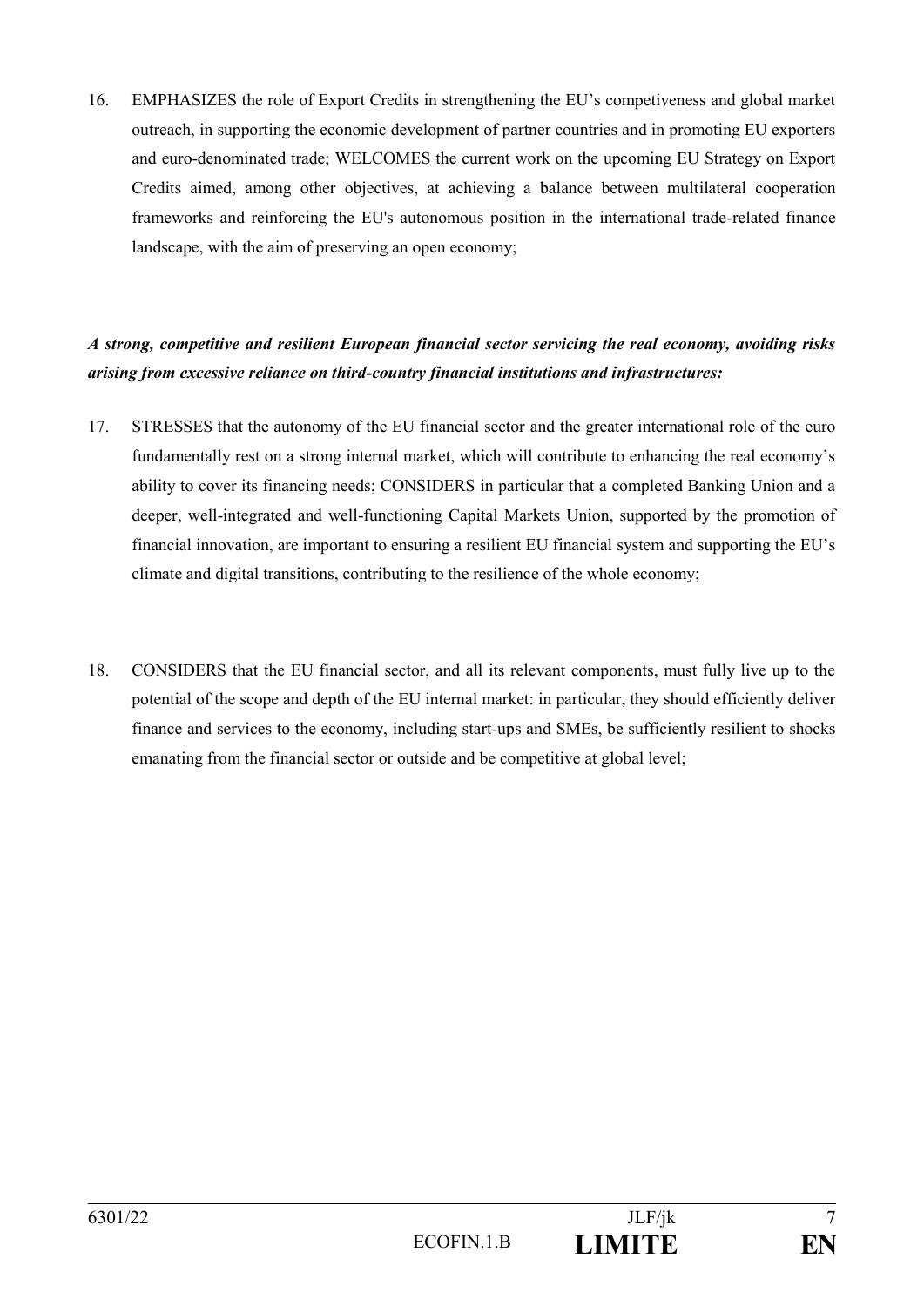16. EMPHASIZES the role of Export Credits in strengthening the EU's competiveness and global market outreach, in supporting the economic development of partner countries and in promoting EU exporters and euro-denominated trade; WELCOMES the current work on the upcoming EU Strategy on Export Credits aimed, among other objectives, at achieving a balance between multilateral cooperation frameworks and reinforcing the EU's autonomous position in the international trade-related finance landscape, with the aim of preserving an open economy;

***A strong, competitive and resilient European financial sector servicing the real economy, avoiding risks arising from excessive reliance on third-country financial institutions and infrastructures:***

17. STRESSES that the autonomy of the EU financial sector and the greater international role of the euro fundamentally rest on a strong internal market, which will contribute to enhancing the real economy's ability to cover its financing needs; CONSIDERS in particular that a completed Banking Union and a deeper, well-integrated and well-functioning Capital Markets Union, supported by the promotion of financial innovation, are important to ensuring a resilient EU financial system and supporting the EU's climate and digital transitions, contributing to the resilience of the whole economy;

18. CONSIDERS that the EU financial sector, and all its relevant components, must fully live up to the potential of the scope and depth of the EU internal market: in particular, they should efficiently deliver finance and services to the economy, including start-ups and SMEs, be sufficiently resilient to shocks emanating from the financial sector or outside and be competitive at global level;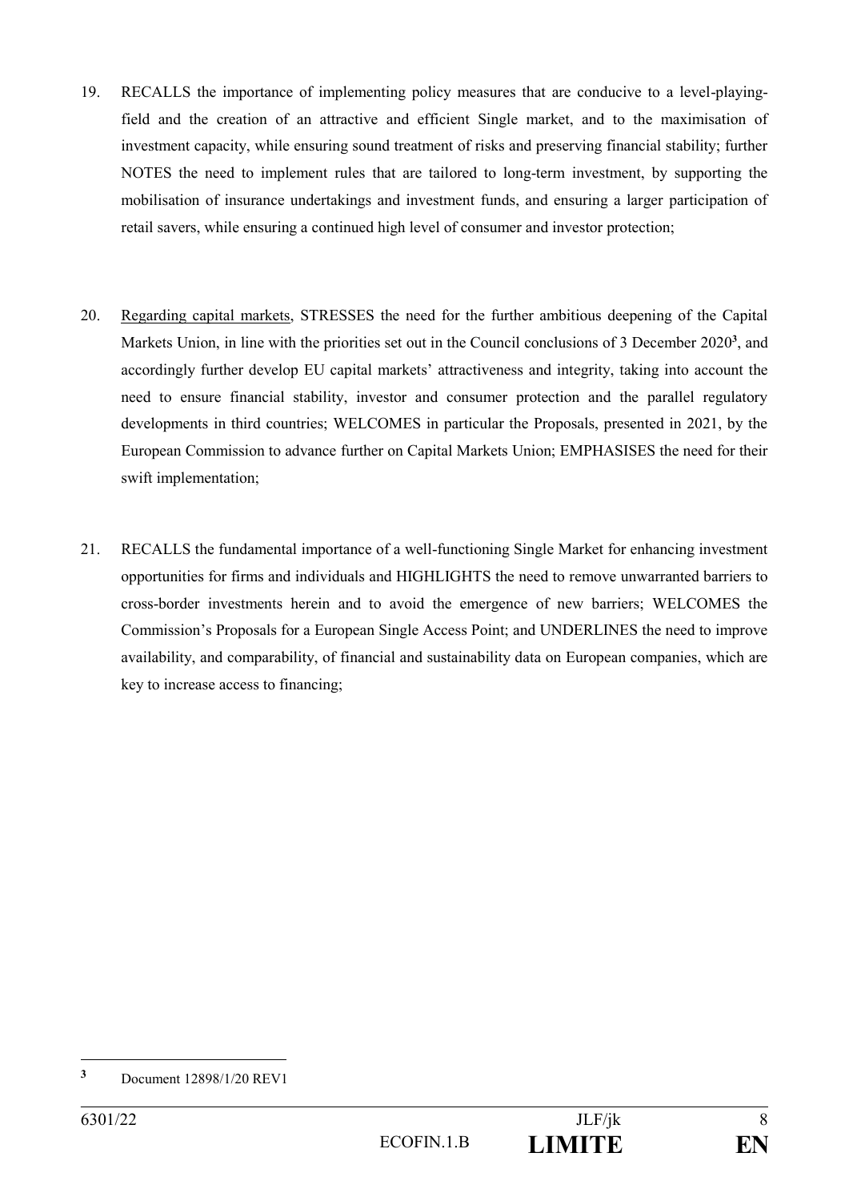19. RECALLS the importance of implementing policy measures that are conducive to a level-playing-field and the creation of an attractive and efficient Single market, and to the maximisation of investment capacity, while ensuring sound treatment of risks and preserving financial stability; further NOTES the need to implement rules that are tailored to long-term investment, by supporting the mobilisation of insurance undertakings and investment funds, and ensuring a larger participation of retail savers, while ensuring a continued high level of consumer and investor protection;

20. Regarding capital markets, STRESSES the need for the further ambitious deepening of the Capital Markets Union, in line with the priorities set out in the Council conclusions of 3 December 2020[3], and accordingly further develop EU capital markets' attractiveness and integrity, taking into account the need to ensure financial stability, investor and consumer protection and the parallel regulatory developments in third countries; WELCOMES in particular the Proposals, presented in 2021, by the European Commission to advance further on Capital Markets Union; EMPHASISES the need for their swift implementation;

21. RECALLS the fundamental importance of a well-functioning Single Market for enhancing investment opportunities for firms and individuals and HIGHLIGHTS the need to remove unwarranted barriers to cross-border investments herein and to avoid the emergence of new barriers; WELCOMES the Commission's Proposals for a European Single Access Point; and UNDERLINES the need to improve availability, and comparability, of financial and sustainability data on European companies, which are key to increase access to financing;

[3] Document 12898/1/20 REV1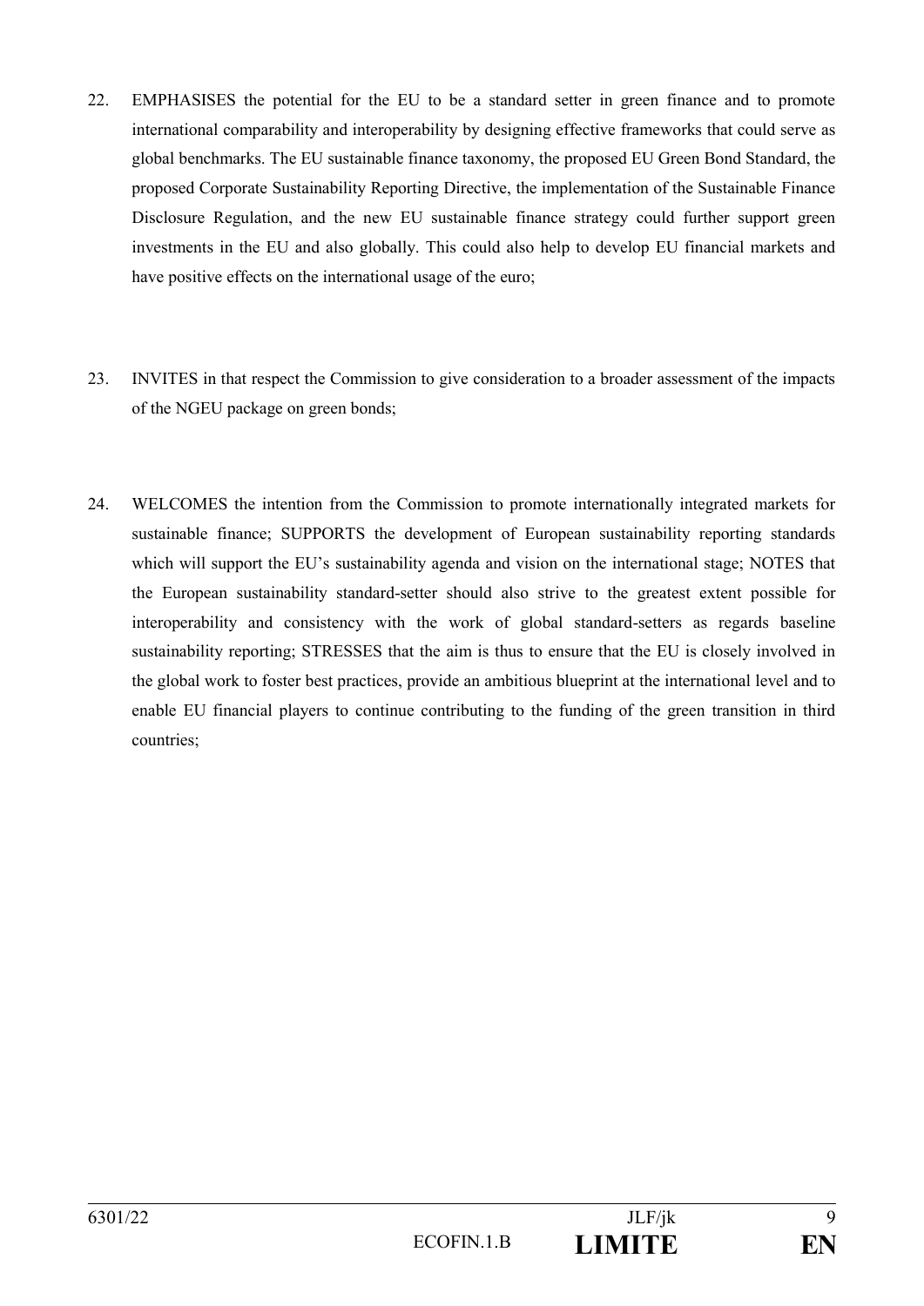22. EMPHASISES the potential for the EU to be a standard setter in green finance and to promote international comparability and interoperability by designing effective frameworks that could serve as global benchmarks. The EU sustainable finance taxonomy, the proposed EU Green Bond Standard, the proposed Corporate Sustainability Reporting Directive, the implementation of the Sustainable Finance Disclosure Regulation, and the new EU sustainable finance strategy could further support green investments in the EU and also globally. This could also help to develop EU financial markets and have positive effects on the international usage of the euro;

23. INVITES in that respect the Commission to give consideration to a broader assessment of the impacts of the NGEU package on green bonds;

24. WELCOMES the intention from the Commission to promote internationally integrated markets for sustainable finance; SUPPORTS the development of European sustainability reporting standards which will support the EU's sustainability agenda and vision on the international stage; NOTES that the European sustainability standard-setter should also strive to the greatest extent possible for interoperability and consistency with the work of global standard-setters as regards baseline sustainability reporting; STRESSES that the aim is thus to ensure that the EU is closely involved in the global work to foster best practices, provide an ambitious blueprint at the international level and to enable EU financial players to continue contributing to the funding of the green transition in third countries;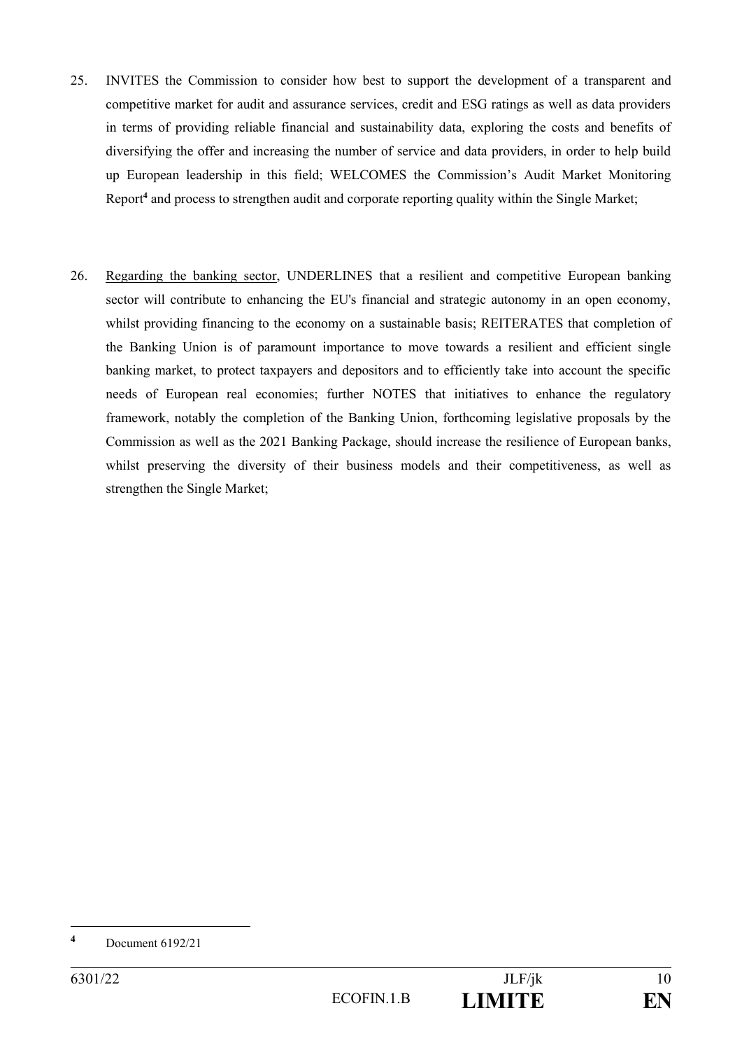25. INVITES the Commission to consider how best to support the development of a transparent and competitive market for audit and assurance services, credit and ESG ratings as well as data providers in terms of providing reliable financial and sustainability data, exploring the costs and benefits of diversifying the offer and increasing the number of service and data providers, in order to help build up European leadership in this field; WELCOMES the Commission's Audit Market Monitoring Report[4] and process to strengthen audit and corporate reporting quality within the Single Market;

26. Regarding the banking sector, UNDERLINES that a resilient and competitive European banking sector will contribute to enhancing the EU's financial and strategic autonomy in an open economy, whilst providing financing to the economy on a sustainable basis; REITERATES that completion of the Banking Union is of paramount importance to move towards a resilient and efficient single banking market, to protect taxpayers and depositors and to efficiently take into account the specific needs of European real economies; further NOTES that initiatives to enhance the regulatory framework, notably the completion of the Banking Union, forthcoming legislative proposals by the Commission as well as the 2021 Banking Package, should increase the resilience of European banks, whilst preserving the diversity of their business models and their competitiveness, as well as strengthen the Single Market;

---

[4] Document 6192/21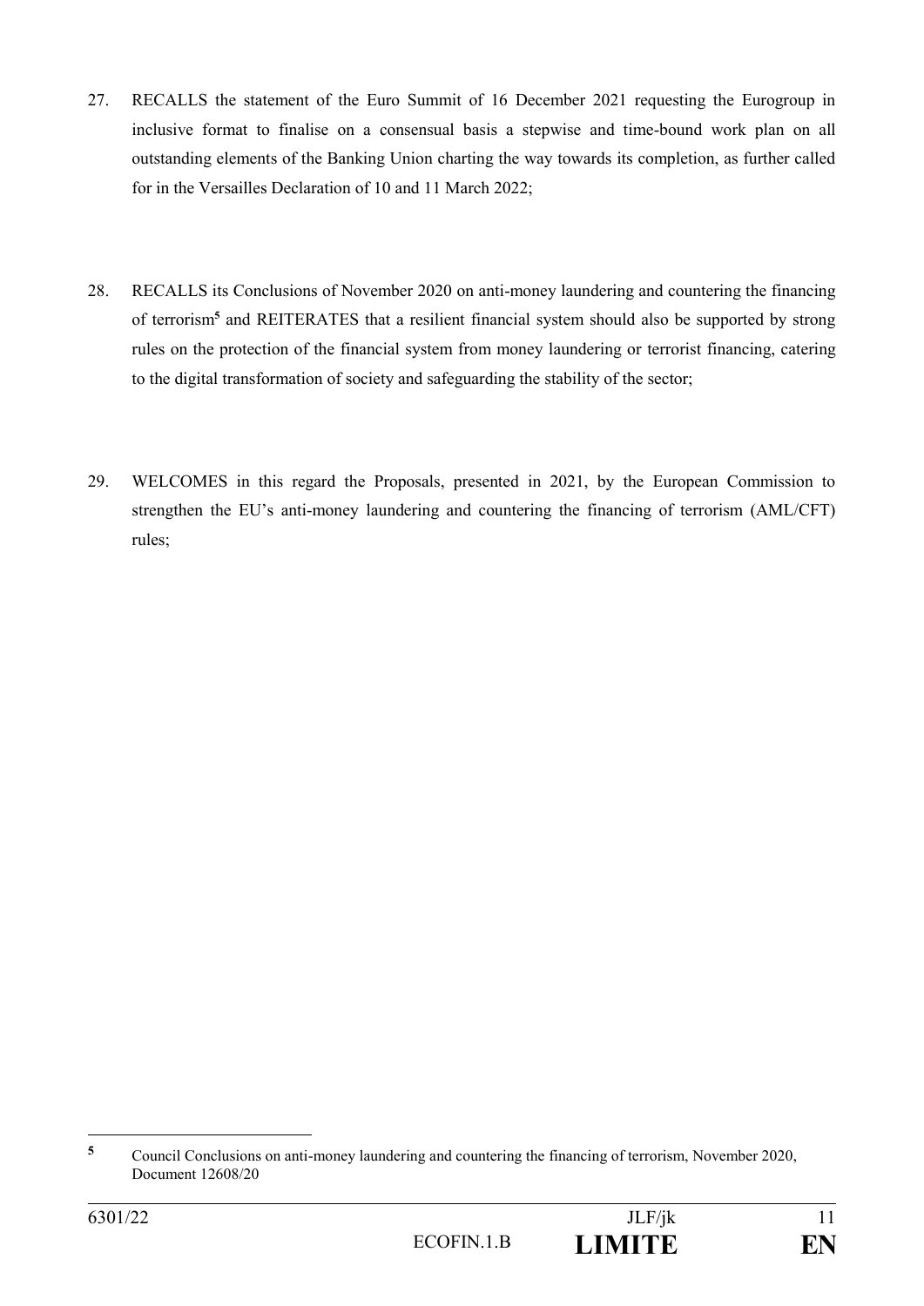27. RECALLS the statement of the Euro Summit of 16 December 2021 requesting the Eurogroup in inclusive format to finalise on a consensual basis a stepwise and time-bound work plan on all outstanding elements of the Banking Union charting the way towards its completion, as further called for in the Versailles Declaration of 10 and 11 March 2022;

28. RECALLS its Conclusions of November 2020 on anti-money laundering and countering the financing of terrorism[5] and REITERATES that a resilient financial system should also be supported by strong rules on the protection of the financial system from money laundering or terrorist financing, catering to the digital transformation of society and safeguarding the stability of the sector;

29. WELCOMES in this regard the Proposals, presented in 2021, by the European Commission to strengthen the EU's anti-money laundering and countering the financing of terrorism (AML/CFT) rules;

---

[5] Council Conclusions on anti-money laundering and countering the financing of terrorism, November 2020, Document 12608/20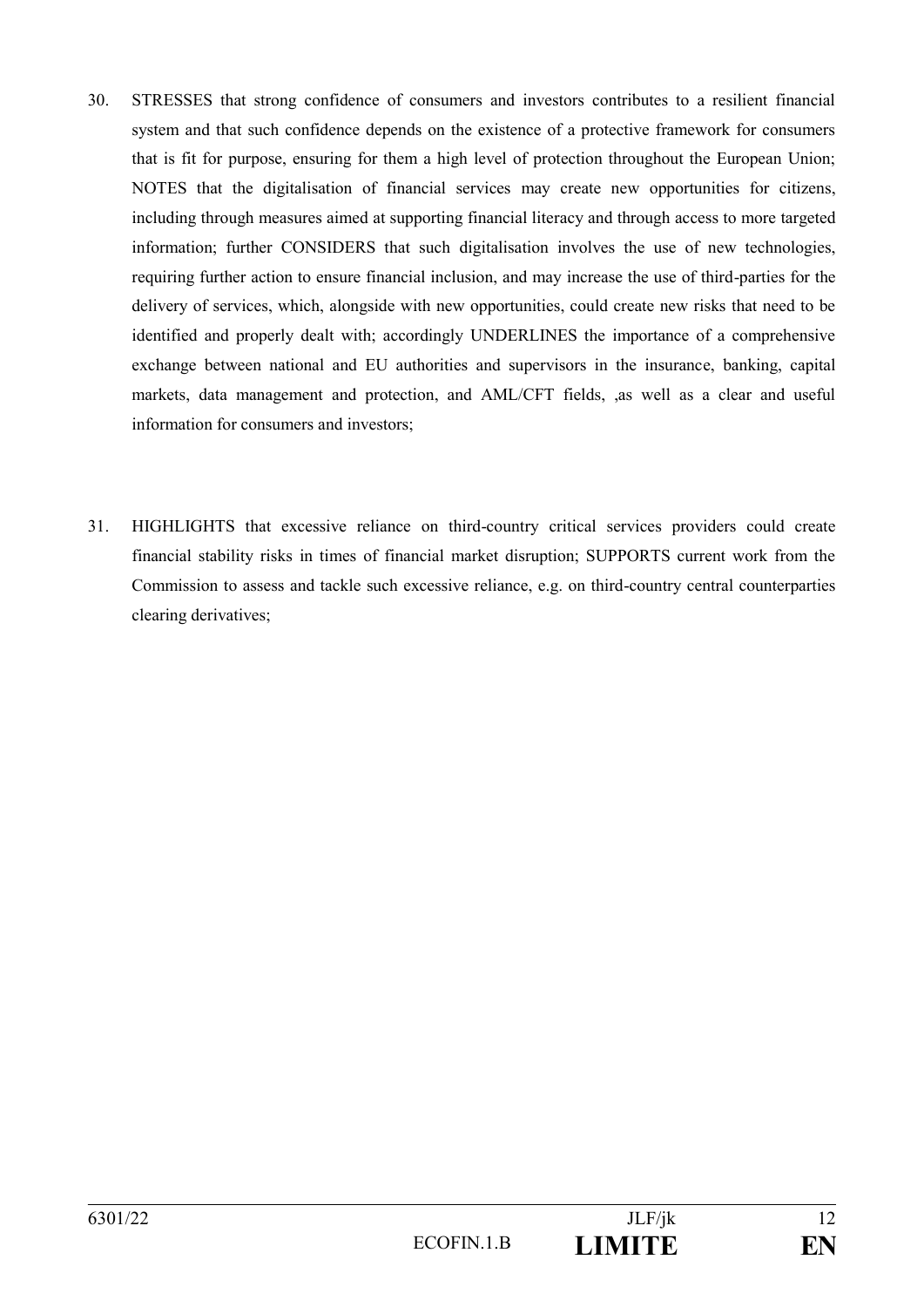30. STRESSES that strong confidence of consumers and investors contributes to a resilient financial system and that such confidence depends on the existence of a protective framework for consumers that is fit for purpose, ensuring for them a high level of protection throughout the European Union; NOTES that the digitalisation of financial services may create new opportunities for citizens, including through measures aimed at supporting financial literacy and through access to more targeted information; further CONSIDERS that such digitalisation involves the use of new technologies, requiring further action to ensure financial inclusion, and may increase the use of third-parties for the delivery of services, which, alongside with new opportunities, could create new risks that need to be identified and properly dealt with; accordingly UNDERLINES the importance of a comprehensive exchange between national and EU authorities and supervisors in the insurance, banking, capital markets, data management and protection, and AML/CFT fields, ,as well as a clear and useful information for consumers and investors;

31. HIGHLIGHTS that excessive reliance on third-country critical services providers could create financial stability risks in times of financial market disruption; SUPPORTS current work from the Commission to assess and tackle such excessive reliance, e.g. on third-country central counterparties clearing derivatives;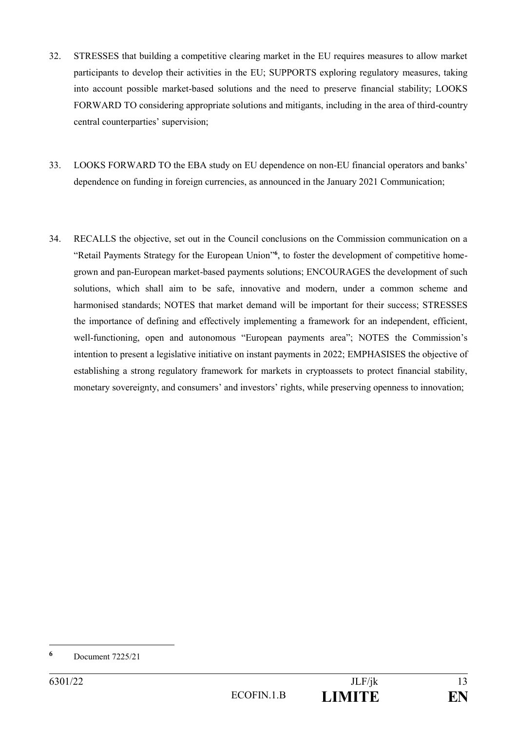32. STRESSES that building a competitive clearing market in the EU requires measures to allow market participants to develop their activities in the EU; SUPPORTS exploring regulatory measures, taking into account possible market-based solutions and the need to preserve financial stability; LOOKS FORWARD TO considering appropriate solutions and mitigants, including in the area of third-country central counterparties' supervision;

33. LOOKS FORWARD TO the EBA study on EU dependence on non-EU financial operators and banks' dependence on funding in foreign currencies, as announced in the January 2021 Communication;

34. RECALLS the objective, set out in the Council conclusions on the Commission communication on a "Retail Payments Strategy for the European Union"[6], to foster the development of competitive home-grown and pan-European market-based payments solutions; ENCOURAGES the development of such solutions, which shall aim to be safe, innovative and modern, under a common scheme and harmonised standards; NOTES that market demand will be important for their success; STRESSES the importance of defining and effectively implementing a framework for an independent, efficient, well-functioning, open and autonomous "European payments area"; NOTES the Commission's intention to present a legislative initiative on instant payments in 2022; EMPHASISES the objective of establishing a strong regulatory framework for markets in cryptoassets to protect financial stability, monetary sovereignty, and consumers' and investors' rights, while preserving openness to innovation;

---

[6] Document 7225/21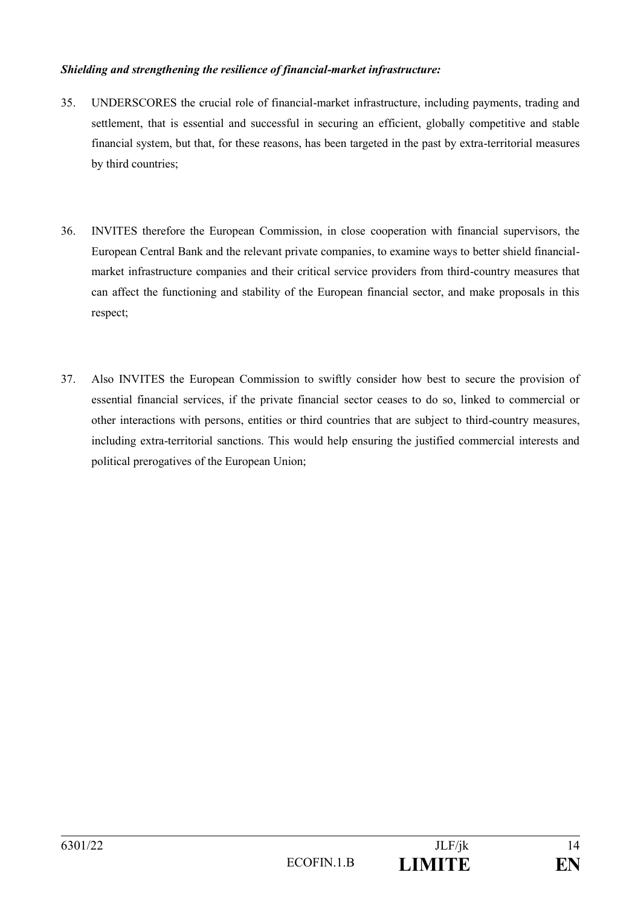***Shielding and strengthening the resilience of financial-market infrastructure:***

35. UNDERSCORES the crucial role of financial-market infrastructure, including payments, trading and settlement, that is essential and successful in securing an efficient, globally competitive and stable financial system, but that, for these reasons, has been targeted in the past by extra-territorial measures by third countries;

36. INVITES therefore the European Commission, in close cooperation with financial supervisors, the European Central Bank and the relevant private companies, to examine ways to better shield financial-market infrastructure companies and their critical service providers from third-country measures that can affect the functioning and stability of the European financial sector, and make proposals in this respect;

37. Also INVITES the European Commission to swiftly consider how best to secure the provision of essential financial services, if the private financial sector ceases to do so, linked to commercial or other interactions with persons, entities or third countries that are subject to third-country measures, including extra-territorial sanctions. This would help ensuring the justified commercial interests and political prerogatives of the European Union;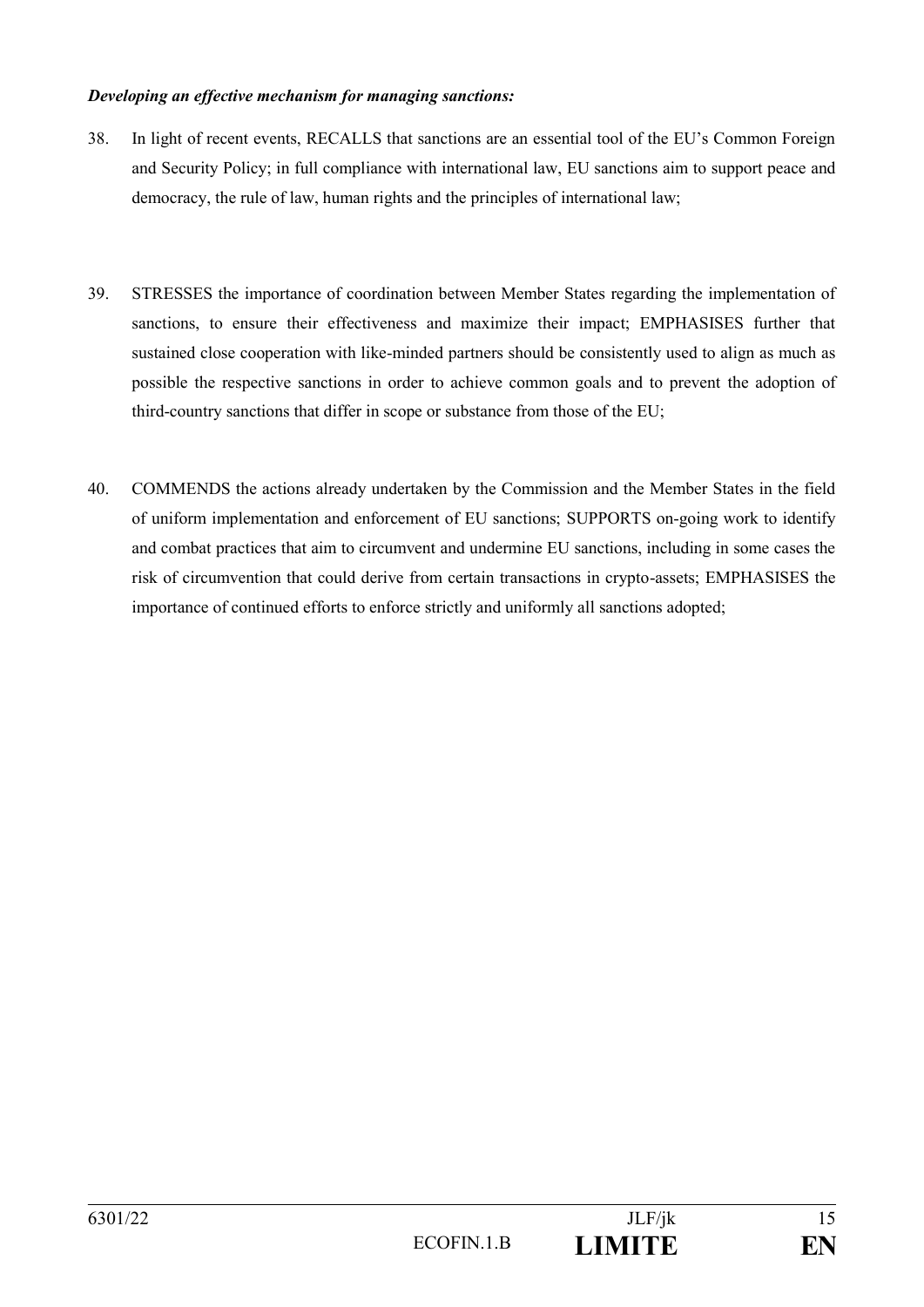***Developing an effective mechanism for managing sanctions:***

38. In light of recent events, RECALLS that sanctions are an essential tool of the EU's Common Foreign and Security Policy; in full compliance with international law, EU sanctions aim to support peace and democracy, the rule of law, human rights and the principles of international law;

39. STRESSES the importance of coordination between Member States regarding the implementation of sanctions, to ensure their effectiveness and maximize their impact; EMPHASISES further that sustained close cooperation with like-minded partners should be consistently used to align as much as possible the respective sanctions in order to achieve common goals and to prevent the adoption of third-country sanctions that differ in scope or substance from those of the EU;

40. COMMENDS the actions already undertaken by the Commission and the Member States in the field of uniform implementation and enforcement of EU sanctions; SUPPORTS on-going work to identify and combat practices that aim to circumvent and undermine EU sanctions, including in some cases the risk of circumvention that could derive from certain transactions in crypto-assets; EMPHASISES the importance of continued efforts to enforce strictly and uniformly all sanctions adopted;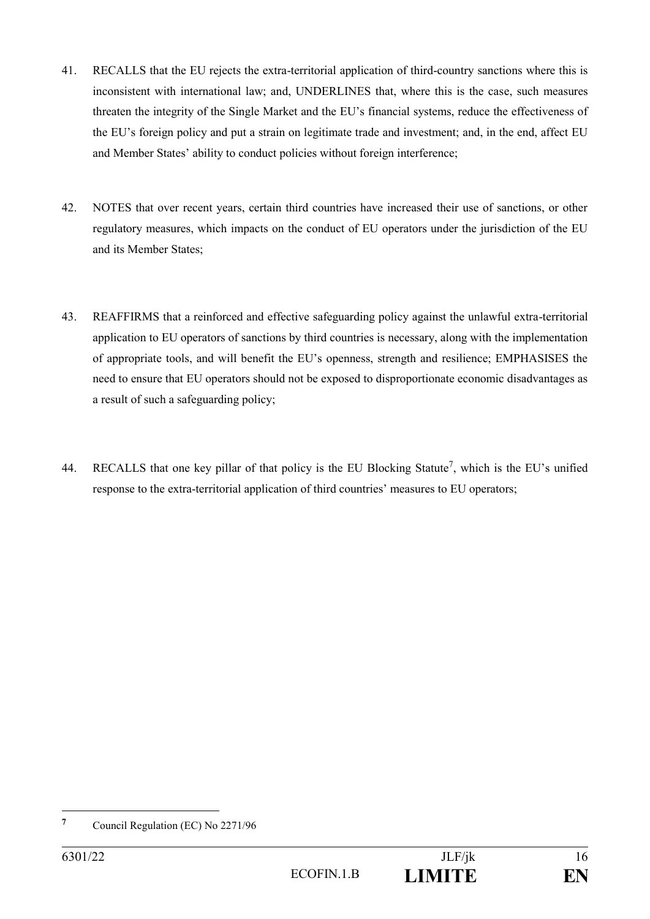41. RECALLS that the EU rejects the extra-territorial application of third-country sanctions where this is inconsistent with international law; and, UNDERLINES that, where this is the case, such measures threaten the integrity of the Single Market and the EU's financial systems, reduce the effectiveness of the EU's foreign policy and put a strain on legitimate trade and investment; and, in the end, affect EU and Member States' ability to conduct policies without foreign interference;

42. NOTES that over recent years, certain third countries have increased their use of sanctions, or other regulatory measures, which impacts on the conduct of EU operators under the jurisdiction of the EU and its Member States;

43. REAFFIRMS that a reinforced and effective safeguarding policy against the unlawful extra-territorial application to EU operators of sanctions by third countries is necessary, along with the implementation of appropriate tools, and will benefit the EU's openness, strength and resilience; EMPHASISES the need to ensure that EU operators should not be exposed to disproportionate economic disadvantages as a result of such a safeguarding policy;

44. RECALLS that one key pillar of that policy is the EU Blocking Statute[7], which is the EU's unified response to the extra-territorial application of third countries' measures to EU operators;

---

[7] Council Regulation (EC) No 2271/96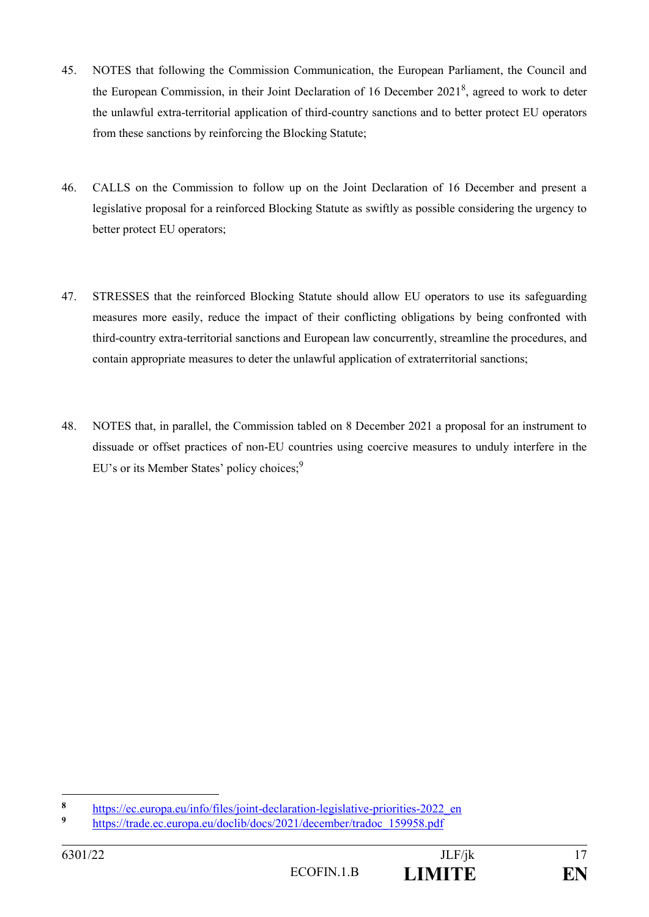45. NOTES that following the Commission Communication, the European Parliament, the Council and the European Commission, in their Joint Declaration of 16 December 2021[8], agreed to work to deter the unlawful extra-territorial application of third-country sanctions and to better protect EU operators from these sanctions by reinforcing the Blocking Statute;

46. CALLS on the Commission to follow up on the Joint Declaration of 16 December and present a legislative proposal for a reinforced Blocking Statute as swiftly as possible considering the urgency to better protect EU operators;

47. STRESSES that the reinforced Blocking Statute should allow EU operators to use its safeguarding measures more easily, reduce the impact of their conflicting obligations by being confronted with third-country extra-territorial sanctions and European law concurrently, streamline the procedures, and contain appropriate measures to deter the unlawful application of extraterritorial sanctions;

48. NOTES that, in parallel, the Commission tabled on 8 December 2021 a proposal for an instrument to dissuade or offset practices of non-EU countries using coercive measures to unduly interfere in the EU's or its Member States' policy choices;[9]

---

[8] https://ec.europa.eu/info/files/joint-declaration-legislative-priorities-2022_en

[9] https://trade.ec.europa.eu/doclib/docs/2021/december/tradoc_159958.pdf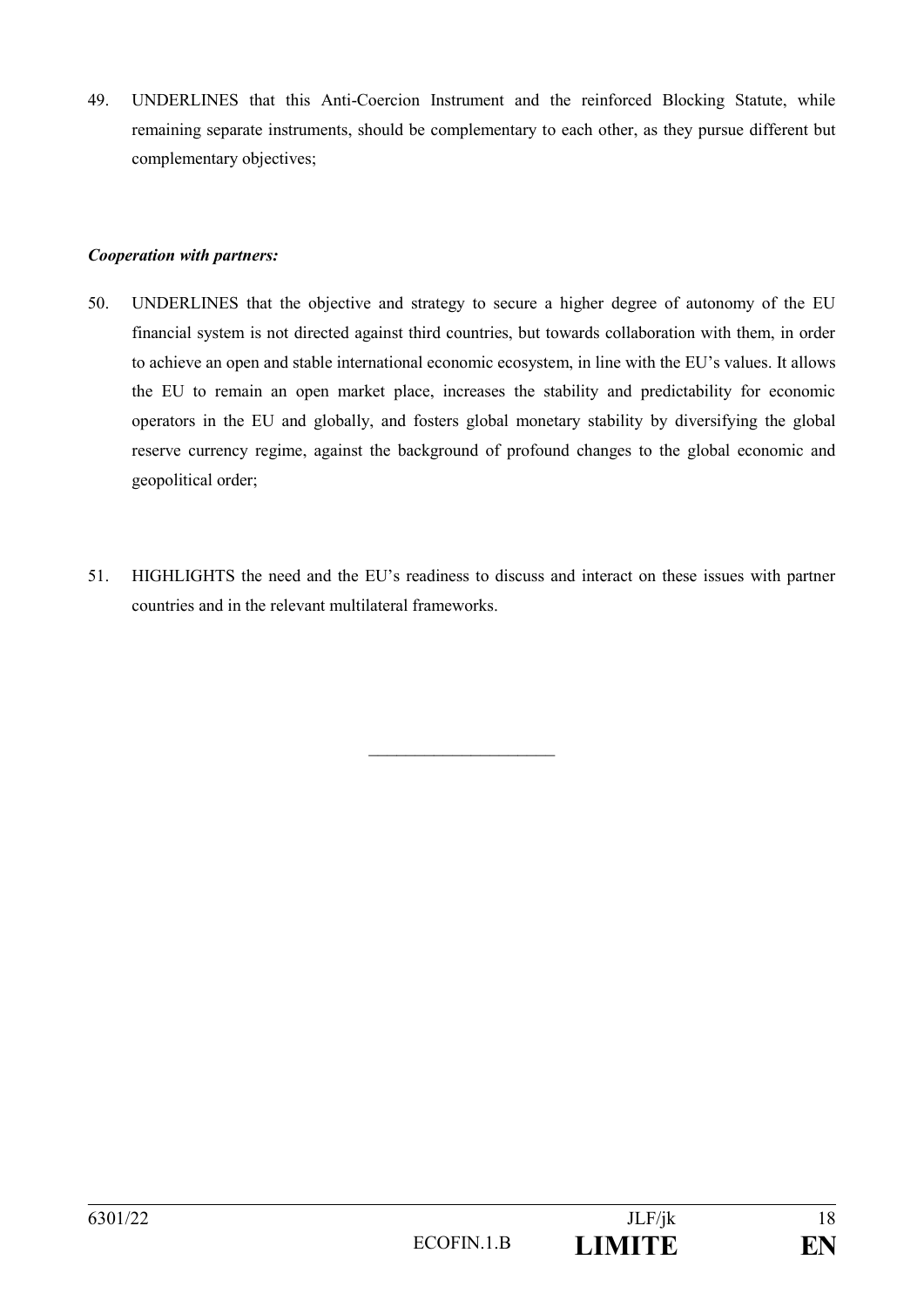49. UNDERLINES that this Anti-Coercion Instrument and the reinforced Blocking Statute, while remaining separate instruments, should be complementary to each other, as they pursue different but complementary objectives;

***Cooperation with partners:***

50. UNDERLINES that the objective and strategy to secure a higher degree of autonomy of the EU financial system is not directed against third countries, but towards collaboration with them, in order to achieve an open and stable international economic ecosystem, in line with the EU's values. It allows the EU to remain an open market place, increases the stability and predictability for economic operators in the EU and globally, and fosters global monetary stability by diversifying the global reserve currency regime, against the background of profound changes to the global economic and geopolitical order;

51. HIGHLIGHTS the need and the EU's readiness to discuss and interact on these issues with partner countries and in the relevant multilateral frameworks.

---